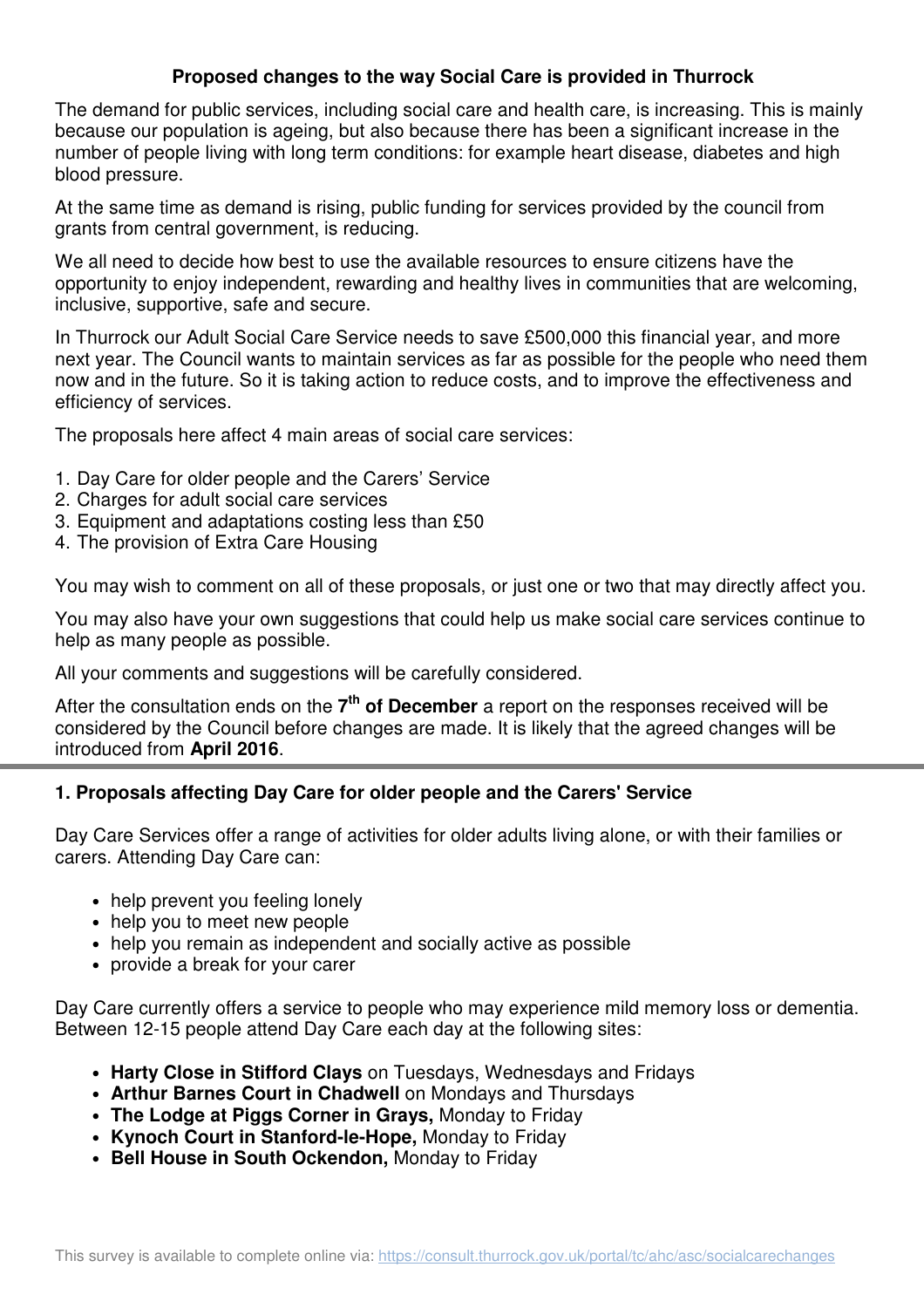## Proposed changes to the way Social Care is provided in Thurrock

The demand for public services, including social care and health care, is increasing. This is mainly because our population is ageing, but also because there has been a significant increase in the number of people living with long term conditions: for example heart disease, diabetes and high blood pressure.

At the same time as demand is rising, public funding for services provided by the council from grants from central government, is reducing.

We all need to decide how best to use the available resources to ensure citizens have the opportunity to enjoy independent, rewarding and healthy lives in communities that are welcoming, inclusive, supportive, safe and secure.

In Thurrock our Adult Social Care Service needs to save £500,000 this financial year, and more next year. The Council wants to maintain services as far as possible for the people who need them now and in the future. So it is taking action to reduce costs, and to improve the effectiveness and efficiency of services.

The proposals here affect 4 main areas of social care services:

1. Day Care for older people and the Carers' Service
2. Charges for adult social care services
3. Equipment and adaptations costing less than £50
4. The provision of Extra Care Housing

You may wish to comment on all of these proposals, or just one or two that may directly affect you.

You may also have your own suggestions that could help us make social care services continue to help as many people as possible.

All your comments and suggestions will be carefully considered.

After the consultation ends on the **7th of December** a report on the responses received will be considered by the Council before changes are made. It is likely that the agreed changes will be introduced from **April 2016**.

---

### 1. Proposals affecting Day Care for older people and the Carers' Service

Day Care Services offer a range of activities for older adults living alone, or with their families or carers. Attending Day Care can:

- help prevent you feeling lonely
- help you to meet new people
- help you remain as independent and socially active as possible
- provide a break for your carer

Day Care currently offers a service to people who may experience mild memory loss or dementia. Between 12-15 people attend Day Care each day at the following sites:

- **Harty Close in Stifford Clays** on Tuesdays, Wednesdays and Fridays
- **Arthur Barnes Court in Chadwell** on Mondays and Thursdays
- **The Lodge at Piggs Corner in Grays,** Monday to Friday
- **Kynoch Court in Stanford-le-Hope,** Monday to Friday
- **Bell House in South Ockendon,** Monday to Friday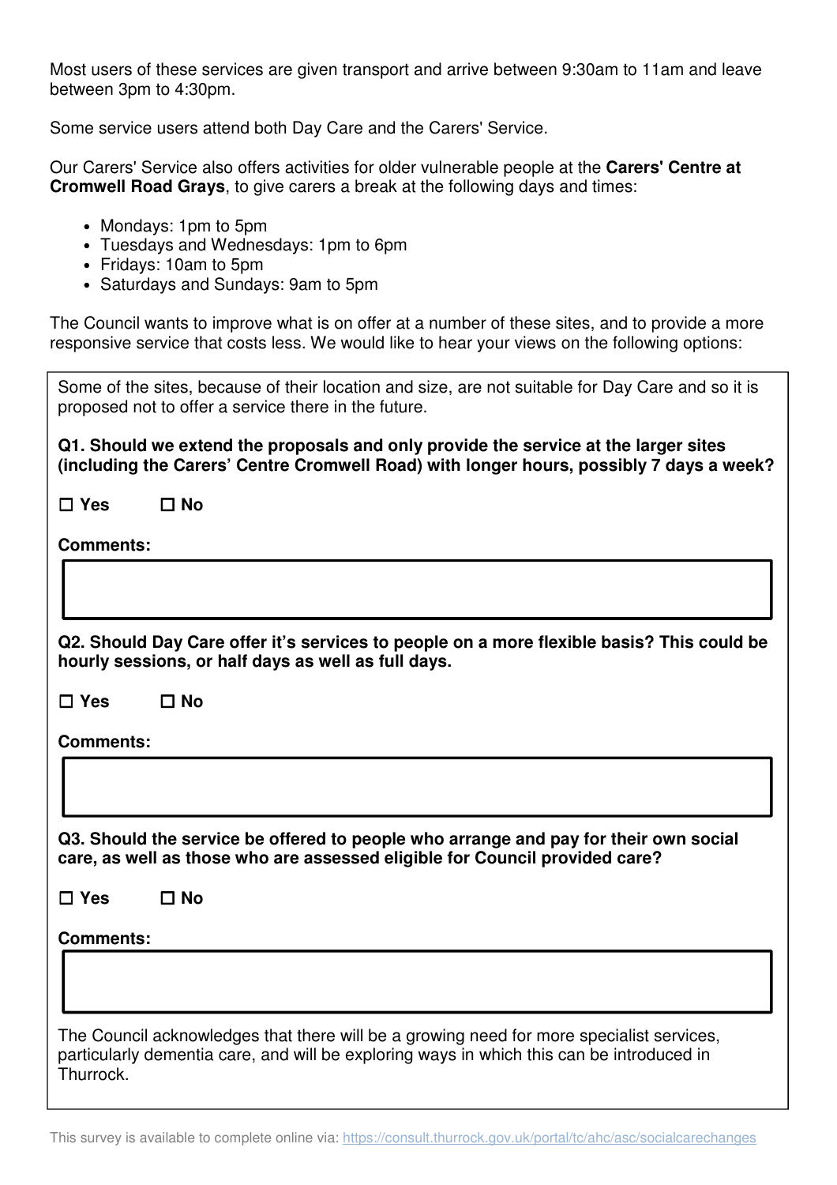Most users of these services are given transport and arrive between 9:30am to 11am and leave between 3pm to 4:30pm.

Some service users attend both Day Care and the Carers' Service.

Our Carers' Service also offers activities for older vulnerable people at the **Carers' Centre at Cromwell Road Grays**, to give carers a break at the following days and times:

- Mondays: 1pm to 5pm
- Tuesdays and Wednesdays: 1pm to 6pm
- Fridays: 10am to 5pm
- Saturdays and Sundays: 9am to 5pm

The Council wants to improve what is on offer at a number of these sites, and to provide a more responsive service that costs less. We would like to hear your views on the following options:

Some of the sites, because of their location and size, are not suitable for Day Care and so it is proposed not to offer a service there in the future.

**Q1. Should we extend the proposals and only provide the service at the larger sites (including the Carers' Centre Cromwell Road) with longer hours, possibly 7 days a week?**

☐ **Yes** ☐ **No**

**Comments:**

**Q2. Should Day Care offer it's services to people on a more flexible basis? This could be hourly sessions, or half days as well as full days.**

☐ **Yes** ☐ **No**

**Comments:**

**Q3. Should the service be offered to people who arrange and pay for their own social care, as well as those who are assessed eligible for Council provided care?**

☐ **Yes** ☐ **No**

**Comments:**

The Council acknowledges that there will be a growing need for more specialist services, particularly dementia care, and will be exploring ways in which this can be introduced in Thurrock.

This survey is available to complete online via: https://consult.thurrock.gov.uk/portal/tc/ahc/asc/socialcarechanges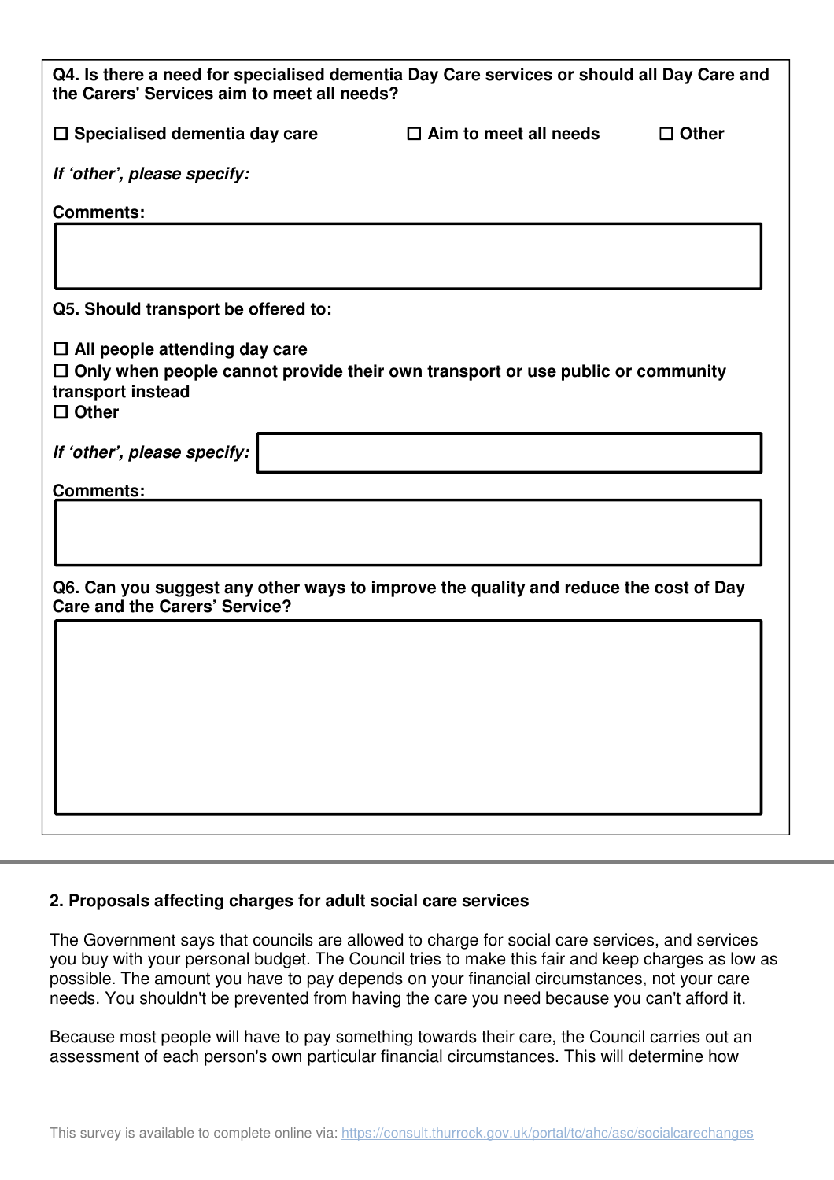**Q4. Is there a need for specialised dementia Day Care services or should all Day Care and the Carers' Services aim to meet all needs?**

☐ **Specialised dementia day care** ☐ **Aim to meet all needs** ☐ **Other**

***If 'other', please specify:***

**Comments:**

**Q5. Should transport be offered to:**

☐ **All people attending day care**
☐ **Only when people cannot provide their own transport or use public or community transport instead**
☐ **Other**

***If 'other', please specify:***

**Comments:**

**Q6. Can you suggest any other ways to improve the quality and reduce the cost of Day Care and the Carers' Service?**

## 2. Proposals affecting charges for adult social care services

The Government says that councils are allowed to charge for social care services, and services you buy with your personal budget. The Council tries to make this fair and keep charges as low as possible. The amount you have to pay depends on your financial circumstances, not your care needs. You shouldn't be prevented from having the care you need because you can't afford it.

Because most people will have to pay something towards their care, the Council carries out an assessment of each person's own particular financial circumstances. This will determine how

This survey is available to complete online via: https://consult.thurrock.gov.uk/portal/tc/ahc/asc/socialcarechanges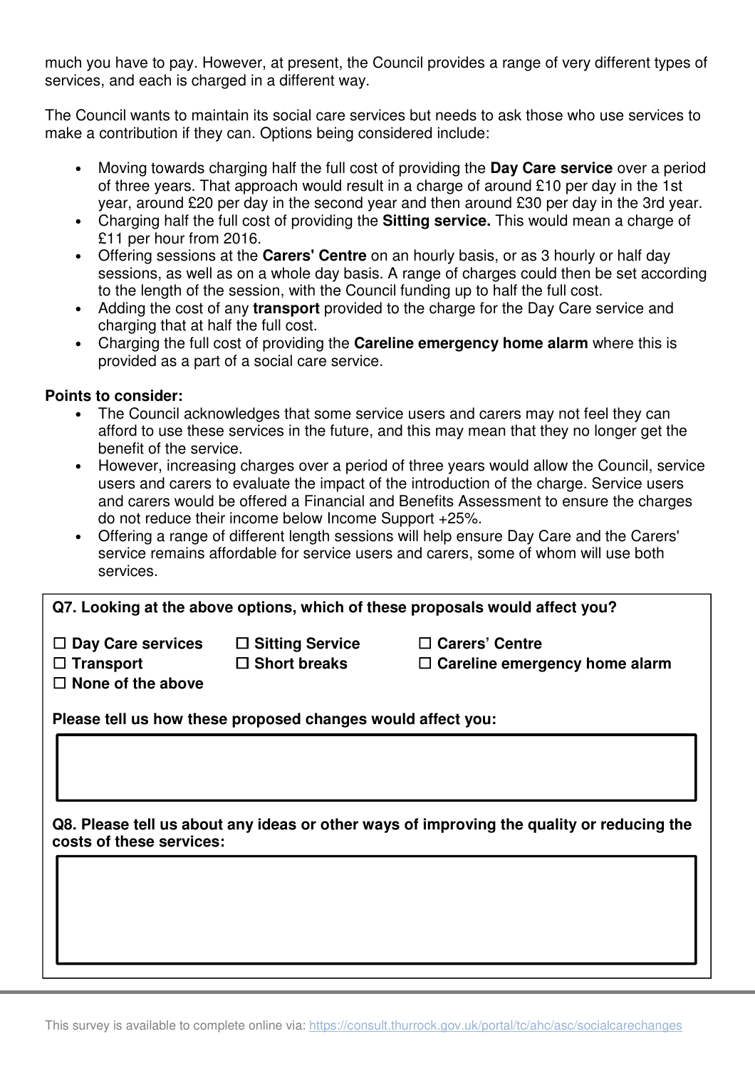much you have to pay. However, at present, the Council provides a range of very different types of services, and each is charged in a different way.

The Council wants to maintain its social care services but needs to ask those who use services to make a contribution if they can. Options being considered include:

- Moving towards charging half the full cost of providing the **Day Care service** over a period of three years. That approach would result in a charge of around £10 per day in the 1st year, around £20 per day in the second year and then around £30 per day in the 3rd year.
- Charging half the full cost of providing the **Sitting service.** This would mean a charge of £11 per hour from 2016.
- Offering sessions at the **Carers' Centre** on an hourly basis, or as 3 hourly or half day sessions, as well as on a whole day basis. A range of charges could then be set according to the length of the session, with the Council funding up to half the full cost.
- Adding the cost of any **transport** provided to the charge for the Day Care service and charging that at half the full cost.
- Charging the full cost of providing the **Careline emergency home alarm** where this is provided as a part of a social care service.

**Points to consider:**

- The Council acknowledges that some service users and carers may not feel they can afford to use these services in the future, and this may mean that they no longer get the benefit of the service.
- However, increasing charges over a period of three years would allow the Council, service users and carers to evaluate the impact of the introduction of the charge. Service users and carers would be offered a Financial and Benefits Assessment to ensure the charges do not reduce their income below Income Support +25%.
- Offering a range of different length sessions will help ensure Day Care and the Carers' service remains affordable for service users and carers, some of whom will use both services.

**Q7. Looking at the above options, which of these proposals would affect you?**

☐ **Day Care services** ☐ **Sitting Service** ☐ **Carers' Centre**
☐ **Transport** ☐ **Short breaks** ☐ **Careline emergency home alarm**
☐ **None of the above**

**Please tell us how these proposed changes would affect you:**

**Q8. Please tell us about any ideas or other ways of improving the quality or reducing the costs of these services:**

This survey is available to complete online via: https://consult.thurrock.gov.uk/portal/tc/ahc/asc/socialcarechanges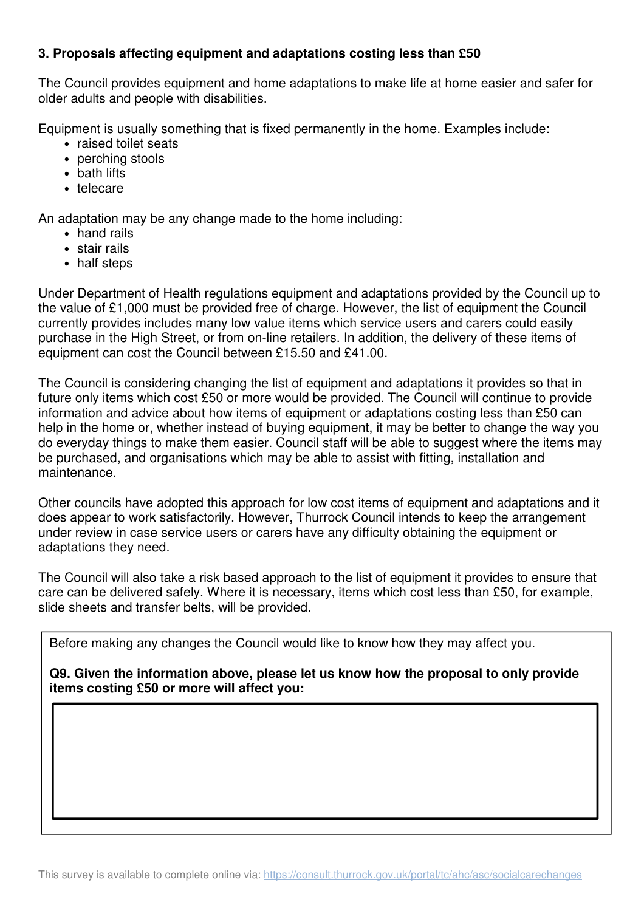### 3. Proposals affecting equipment and adaptations costing less than £50

The Council provides equipment and home adaptations to make life at home easier and safer for older adults and people with disabilities.

Equipment is usually something that is fixed permanently in the home. Examples include:

- raised toilet seats
- perching stools
- bath lifts
- telecare

An adaptation may be any change made to the home including:

- hand rails
- stair rails
- half steps

Under Department of Health regulations equipment and adaptations provided by the Council up to the value of £1,000 must be provided free of charge. However, the list of equipment the Council currently provides includes many low value items which service users and carers could easily purchase in the High Street, or from on-line retailers. In addition, the delivery of these items of equipment can cost the Council between £15.50 and £41.00.

The Council is considering changing the list of equipment and adaptations it provides so that in future only items which cost £50 or more would be provided. The Council will continue to provide information and advice about how items of equipment or adaptations costing less than £50 can help in the home or, whether instead of buying equipment, it may be better to change the way you do everyday things to make them easier. Council staff will be able to suggest where the items may be purchased, and organisations which may be able to assist with fitting, installation and maintenance.

Other councils have adopted this approach for low cost items of equipment and adaptations and it does appear to work satisfactorily. However, Thurrock Council intends to keep the arrangement under review in case service users or carers have any difficulty obtaining the equipment or adaptations they need.

The Council will also take a risk based approach to the list of equipment it provides to ensure that care can be delivered safely. Where it is necessary, items which cost less than £50, for example, slide sheets and transfer belts, will be provided.

Before making any changes the Council would like to know how they may affect you.

**Q9. Given the information above, please let us know how the proposal to only provide items costing £50 or more will affect you:**

This survey is available to complete online via: https://consult.thurrock.gov.uk/portal/tc/ahc/asc/socialcarechanges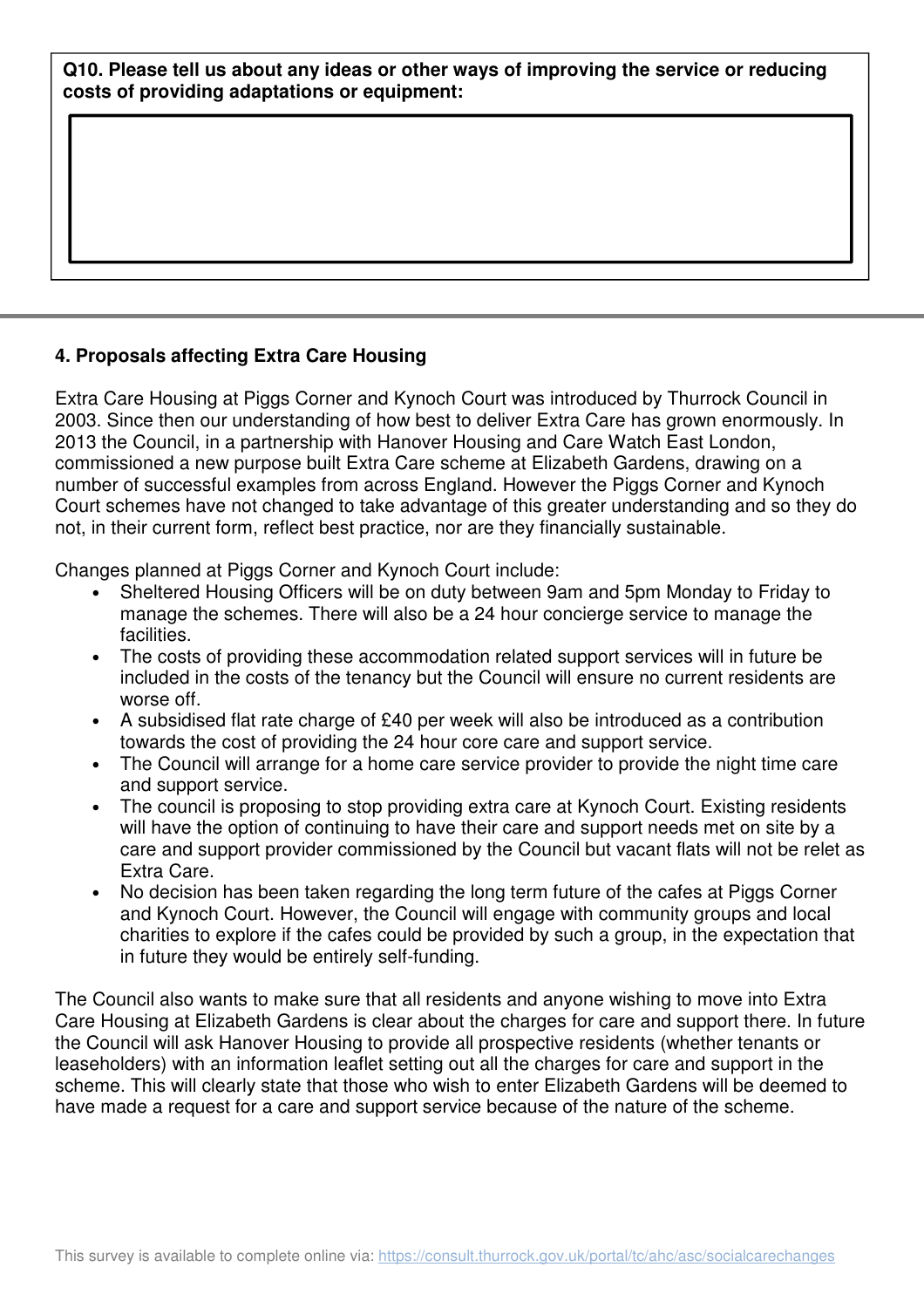**Q10. Please tell us about any ideas or other ways of improving the service or reducing costs of providing adaptations or equipment:**

## 4. Proposals affecting Extra Care Housing

Extra Care Housing at Piggs Corner and Kynoch Court was introduced by Thurrock Council in 2003. Since then our understanding of how best to deliver Extra Care has grown enormously. In 2013 the Council, in a partnership with Hanover Housing and Care Watch East London, commissioned a new purpose built Extra Care scheme at Elizabeth Gardens, drawing on a number of successful examples from across England. However the Piggs Corner and Kynoch Court schemes have not changed to take advantage of this greater understanding and so they do not, in their current form, reflect best practice, nor are they financially sustainable.

Changes planned at Piggs Corner and Kynoch Court include:

- Sheltered Housing Officers will be on duty between 9am and 5pm Monday to Friday to manage the schemes. There will also be a 24 hour concierge service to manage the facilities.
- The costs of providing these accommodation related support services will in future be included in the costs of the tenancy but the Council will ensure no current residents are worse off.
- A subsidised flat rate charge of £40 per week will also be introduced as a contribution towards the cost of providing the 24 hour core care and support service.
- The Council will arrange for a home care service provider to provide the night time care and support service.
- The council is proposing to stop providing extra care at Kynoch Court. Existing residents will have the option of continuing to have their care and support needs met on site by a care and support provider commissioned by the Council but vacant flats will not be relet as Extra Care.
- No decision has been taken regarding the long term future of the cafes at Piggs Corner and Kynoch Court. However, the Council will engage with community groups and local charities to explore if the cafes could be provided by such a group, in the expectation that in future they would be entirely self-funding.

The Council also wants to make sure that all residents and anyone wishing to move into Extra Care Housing at Elizabeth Gardens is clear about the charges for care and support there. In future the Council will ask Hanover Housing to provide all prospective residents (whether tenants or leaseholders) with an information leaflet setting out all the charges for care and support in the scheme. This will clearly state that those who wish to enter Elizabeth Gardens will be deemed to have made a request for a care and support service because of the nature of the scheme.

This survey is available to complete online via: https://consult.thurrock.gov.uk/portal/tc/ahc/asc/socialcarechanges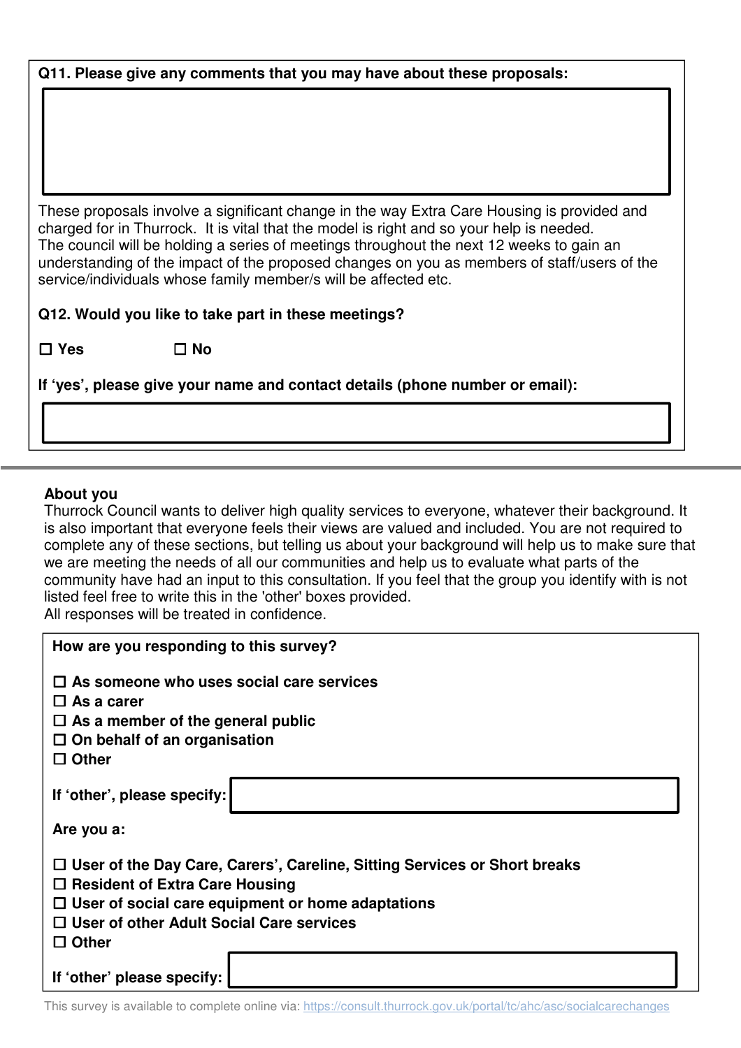**Q11. Please give any comments that you may have about these proposals:**

These proposals involve a significant change in the way Extra Care Housing is provided and charged for in Thurrock. It is vital that the model is right and so your help is needed.
The council will be holding a series of meetings throughout the next 12 weeks to gain an understanding of the impact of the proposed changes on you as members of staff/users of the service/individuals whose family member/s will be affected etc.

**Q12. Would you like to take part in these meetings?**

☐ **Yes** ☐ **No**

**If 'yes', please give your name and contact details (phone number or email):**

---

**About you**

Thurrock Council wants to deliver high quality services to everyone, whatever their background. It is also important that everyone feels their views are valued and included. You are not required to complete any of these sections, but telling us about your background will help us to make sure that we are meeting the needs of all our communities and help us to evaluate what parts of the community have had an input to this consultation. If you feel that the group you identify with is not listed feel free to write this in the 'other' boxes provided.
All responses will be treated in confidence.

**How are you responding to this survey?**

- ☐ **As someone who uses social care services**
- ☐ **As a carer**
- ☐ **As a member of the general public**
- ☐ **On behalf of an organisation**
- ☐ **Other**

**If 'other', please specify:**

**Are you a:**

- ☐ **User of the Day Care, Carers', Careline, Sitting Services or Short breaks**
- ☐ **Resident of Extra Care Housing**
- ☐ **User of social care equipment or home adaptations**
- ☐ **User of other Adult Social Care services**
- ☐ **Other**

**If 'other' please specify:**

This survey is available to complete online via: https://consult.thurrock.gov.uk/portal/tc/ahc/asc/socialcarechanges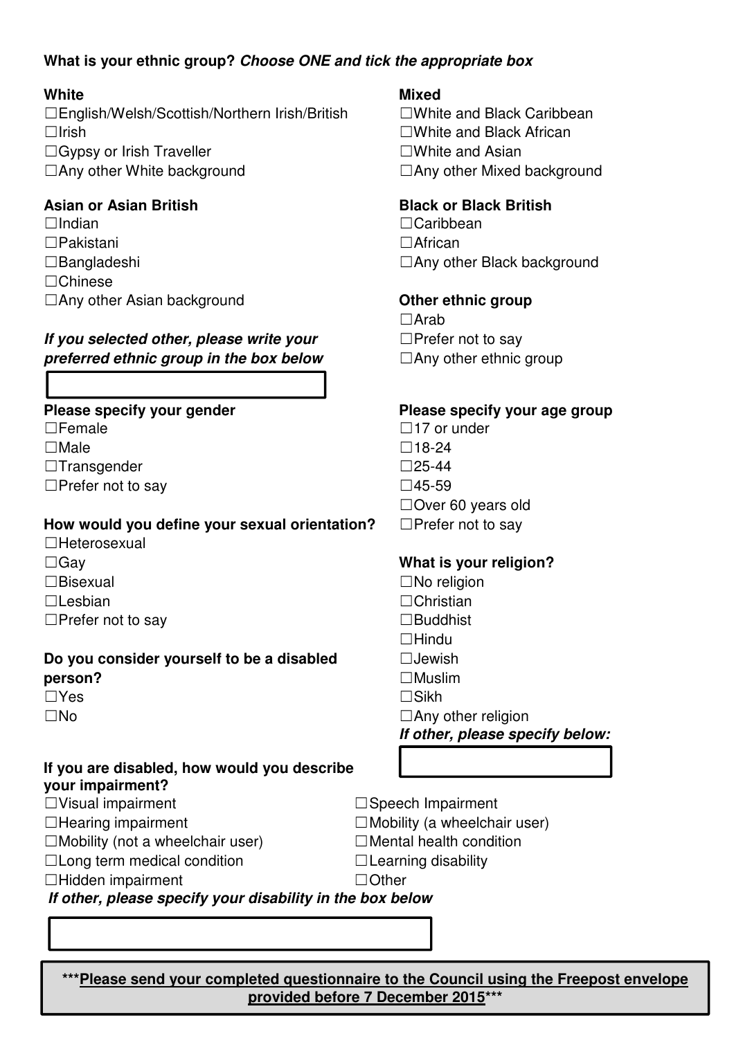**What is your ethnic group?** ***Choose ONE and tick the appropriate box***

**White**

☐English/Welsh/Scottish/Northern Irish/British
☐Irish
☐Gypsy or Irish Traveller
☐Any other White background

**Mixed**

☐White and Black Caribbean
☐White and Black African
☐White and Asian
☐Any other Mixed background

**Asian or Asian British**

☐Indian
☐Pakistani
☐Bangladeshi
☐Chinese
☐Any other Asian background

**Black or Black British**

☐Caribbean
☐African
☐Any other Black background

**Other ethnic group**

☐Arab
☐Prefer not to say
☐Any other ethnic group

***If you selected other, please write your preferred ethnic group in the box below***

**Please specify your gender**

☐Female
☐Male
☐Transgender
☐Prefer not to say

**Please specify your age group**

☐17 or under
☐18-24
☐25-44
☐45-59
☐Over 60 years old
☐Prefer not to say

**How would you define your sexual orientation?**

☐Heterosexual
☐Gay
☐Bisexual
☐Lesbian
☐Prefer not to say

**What is your religion?**

☐No religion
☐Christian
☐Buddhist
☐Hindu
☐Jewish
☐Muslim
☐Sikh
☐Any other religion

***If other, please specify below:***

**Do you consider yourself to be a disabled person?**

☐Yes
☐No

**If you are disabled, how would you describe your impairment?**

☐Visual impairment
☐Hearing impairment
☐Mobility (not a wheelchair user)
☐Long term medical condition
☐Hidden impairment
☐Speech Impairment
☐Mobility (a wheelchair user)
☐Mental health condition
☐Learning disability
☐Other

***If other, please specify your disability in the box below***

**\*\*\*Please send your completed questionnaire to the Council using the Freepost envelope provided before 7 December 2015\*\*\***